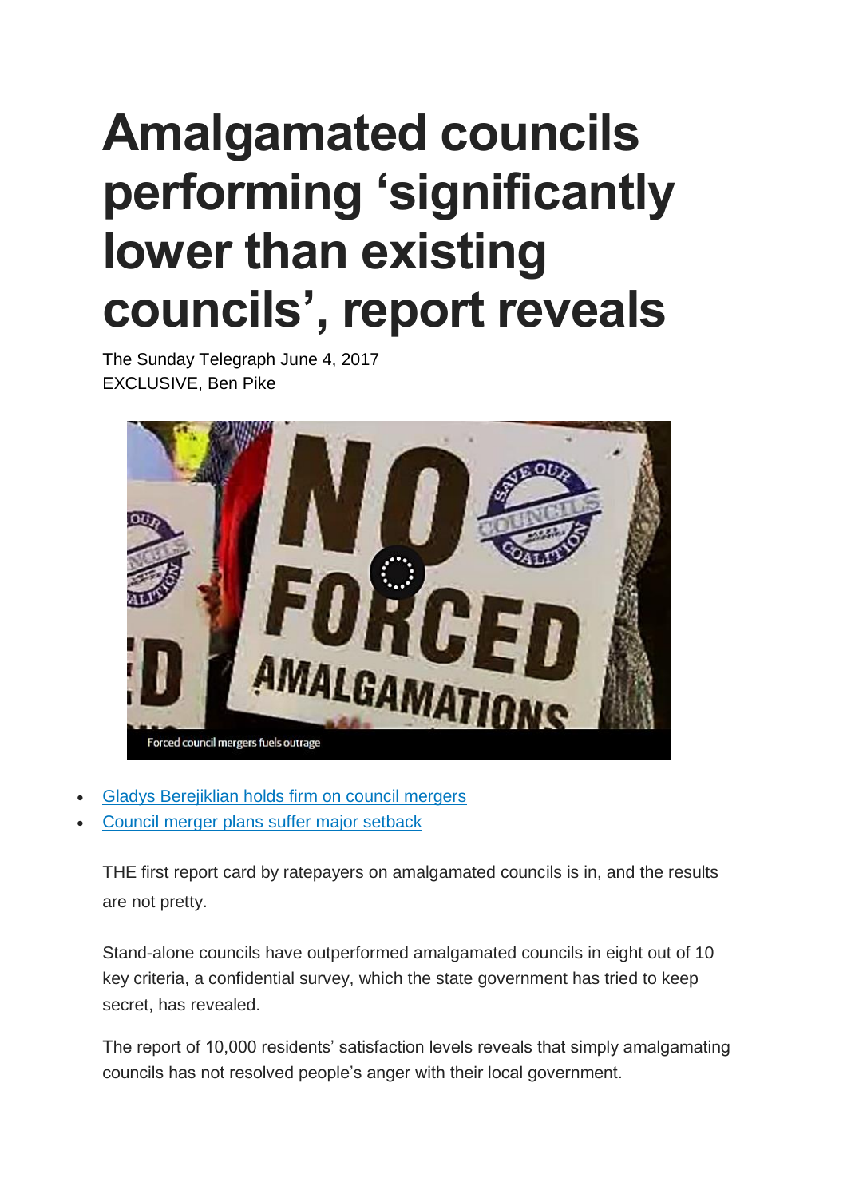# Amalgamated councils performing 'significantly lower than existing councils', report reveals

The Sunday Telegraph June 4, 2017
EXCLUSIVE, Ben Pike

Forced council mergers fuels outrage

- Gladys Berejiklian holds firm on council mergers
- Council merger plans suffer major setback

THE first report card by ratepayers on amalgamated councils is in, and the results are not pretty.

Stand-alone councils have outperformed amalgamated councils in eight out of 10 key criteria, a confidential survey, which the state government has tried to keep secret, has revealed.

The report of 10,000 residents' satisfaction levels reveals that simply amalgamating councils has not resolved people's anger with their local government.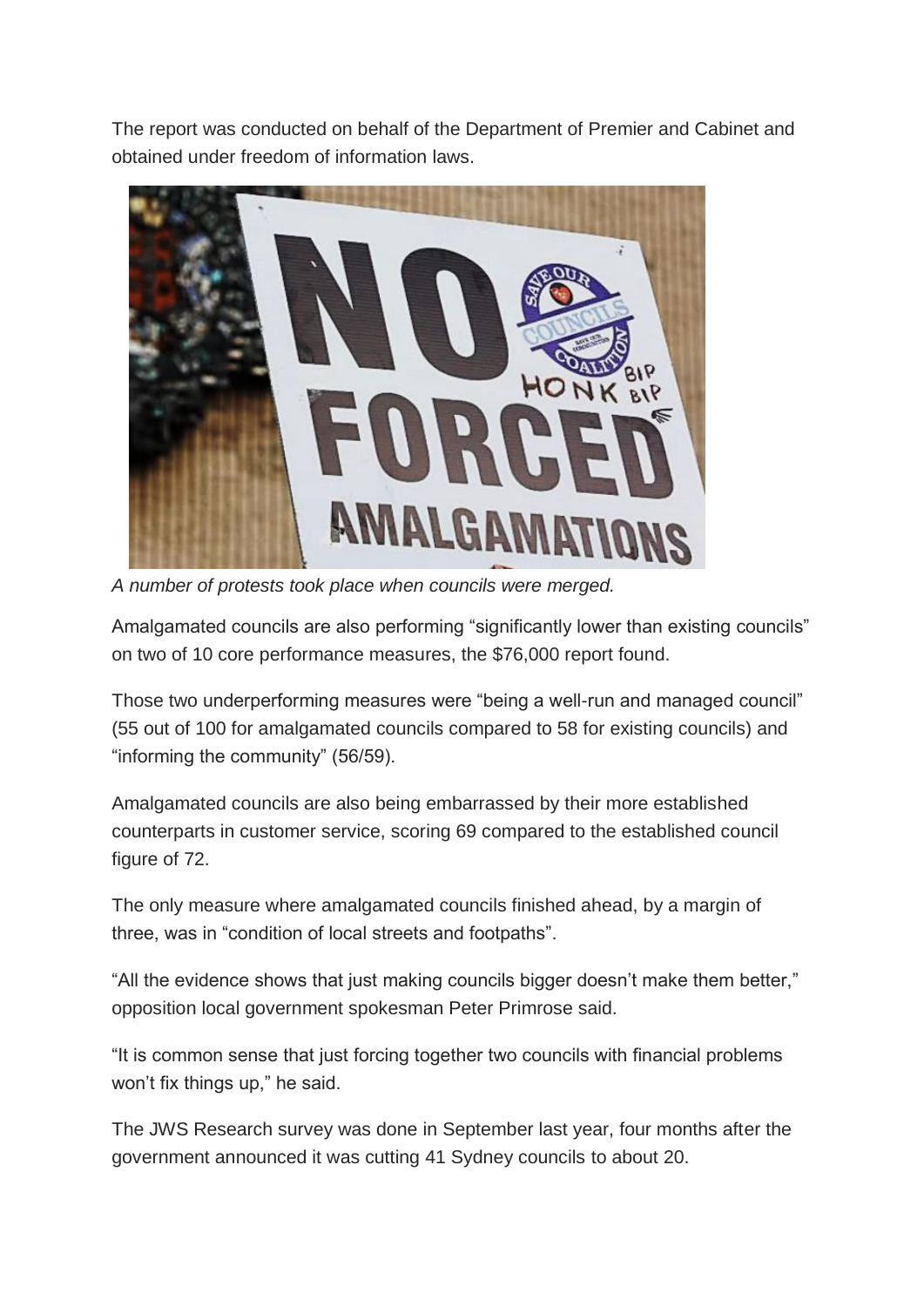The report was conducted on behalf of the Department of Premier and Cabinet and obtained under freedom of information laws.

*A number of protests took place when councils were merged.*

Amalgamated councils are also performing "significantly lower than existing councils" on two of 10 core performance measures, the $76,000 report found.

Those two underperforming measures were "being a well-run and managed council" (55 out of 100 for amalgamated councils compared to 58 for existing councils) and "informing the community" (56/59).

Amalgamated councils are also being embarrassed by their more established counterparts in customer service, scoring 69 compared to the established council figure of 72.

The only measure where amalgamated councils finished ahead, by a margin of three, was in "condition of local streets and footpaths".

"All the evidence shows that just making councils bigger doesn't make them better," opposition local government spokesman Peter Primrose said.

"It is common sense that just forcing together two councils with financial problems won't fix things up," he said.

The JWS Research survey was done in September last year, four months after the government announced it was cutting 41 Sydney councils to about 20.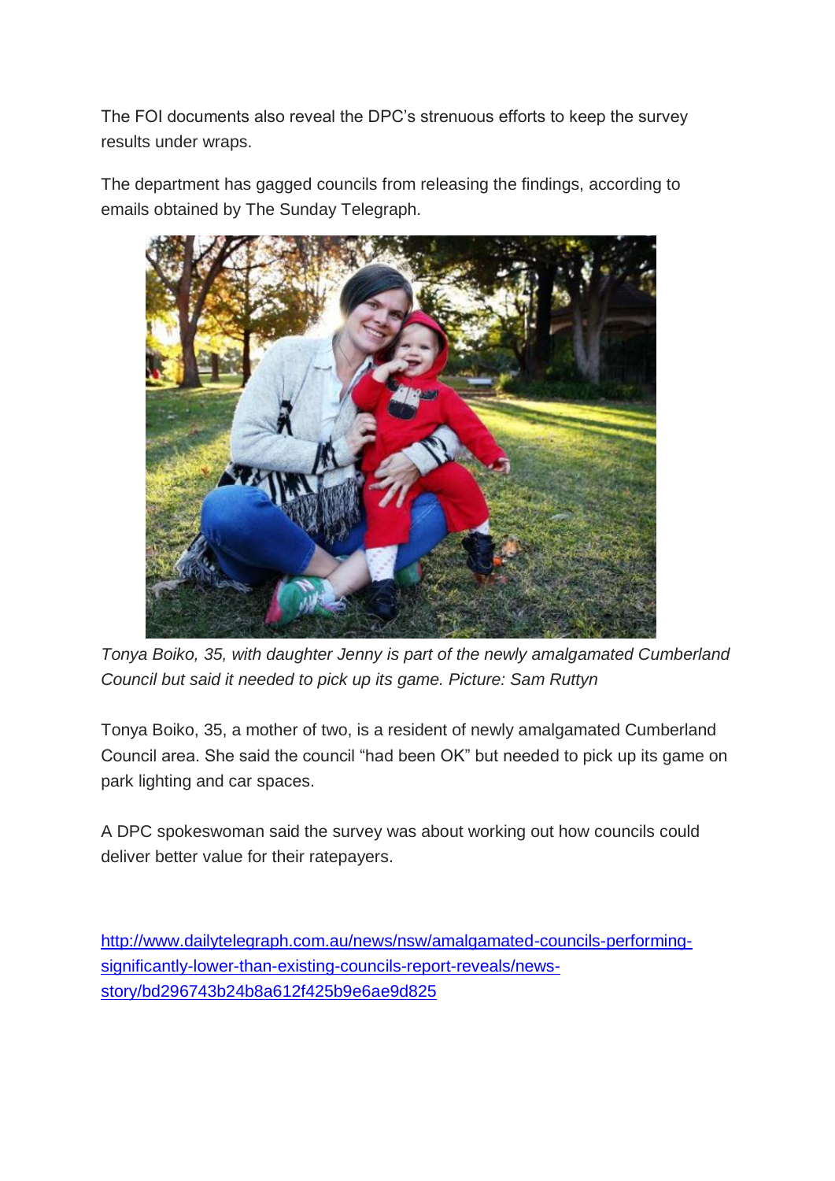The FOI documents also reveal the DPC's strenuous efforts to keep the survey results under wraps.

The department has gagged councils from releasing the findings, according to emails obtained by The Sunday Telegraph.

*Tonya Boiko, 35, with daughter Jenny is part of the newly amalgamated Cumberland Council but said it needed to pick up its game. Picture: Sam Ruttyn*

Tonya Boiko, 35, a mother of two, is a resident of newly amalgamated Cumberland Council area. She said the council "had been OK" but needed to pick up its game on park lighting and car spaces.

A DPC spokeswoman said the survey was about working out how councils could deliver better value for their ratepayers.

http://www.dailytelegraph.com.au/news/nsw/amalgamated-councils-performing-significantly-lower-than-existing-councils-report-reveals/news-story/bd296743b24b8a612f425b9e6ae9d825